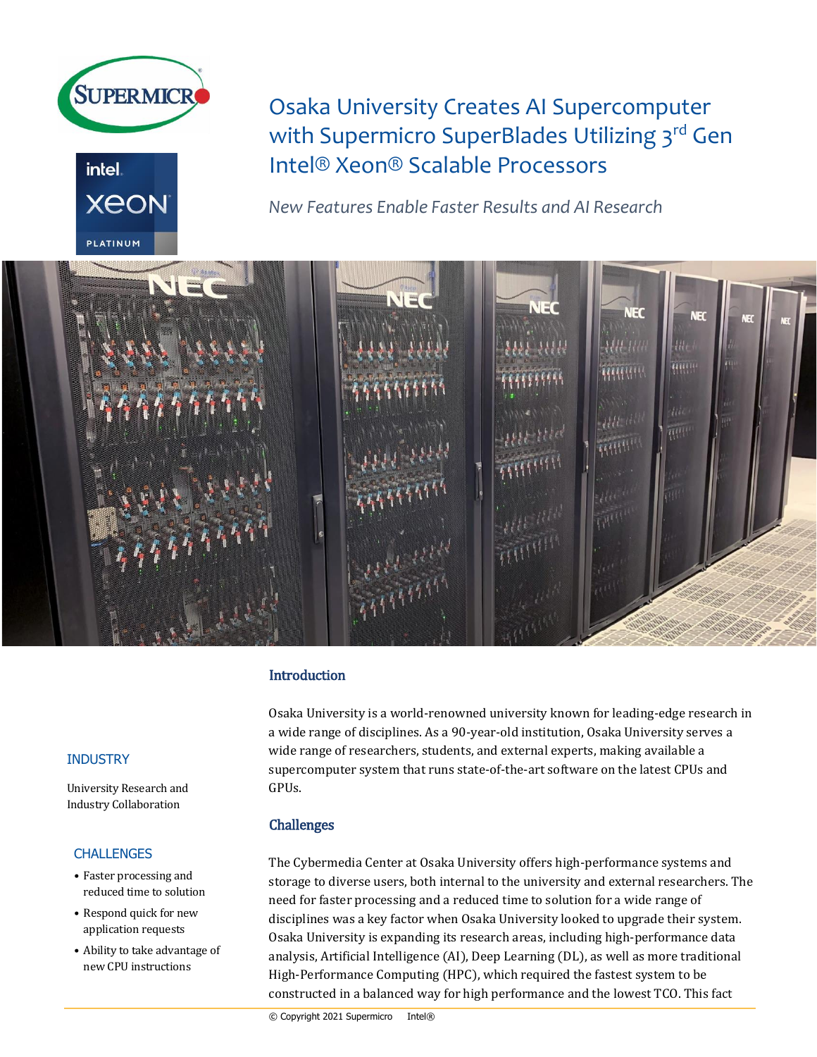# Osaka University Creates AI Supercomputer with Supermicro SuperBlades Utilizing 3rd Gen Intel® Xeon® Scalable Processors

*New Features Enable Faster Results and AI Research*

## Introduction

Osaka University is a world-renowned university known for leading-edge research in a wide range of disciplines. As a 90-year-old institution, Osaka University serves a wide range of researchers, students, and external experts, making available a supercomputer system that runs state-of-the-art software on the latest CPUs and GPUs.

### INDUSTRY

University Research and Industry Collaboration

### CHALLENGES

- Faster processing and reduced time to solution
- Respond quick for new application requests
- Ability to take advantage of new CPU instructions

## Challenges

The Cybermedia Center at Osaka University offers high-performance systems and storage to diverse users, both internal to the university and external researchers. The need for faster processing and a reduced time to solution for a wide range of disciplines was a key factor when Osaka University looked to upgrade their system. Osaka University is expanding its research areas, including high-performance data analysis, Artificial Intelligence (AI), Deep Learning (DL), as well as more traditional High-Performance Computing (HPC), which required the fastest system to be constructed in a balanced way for high performance and the lowest TCO. This fact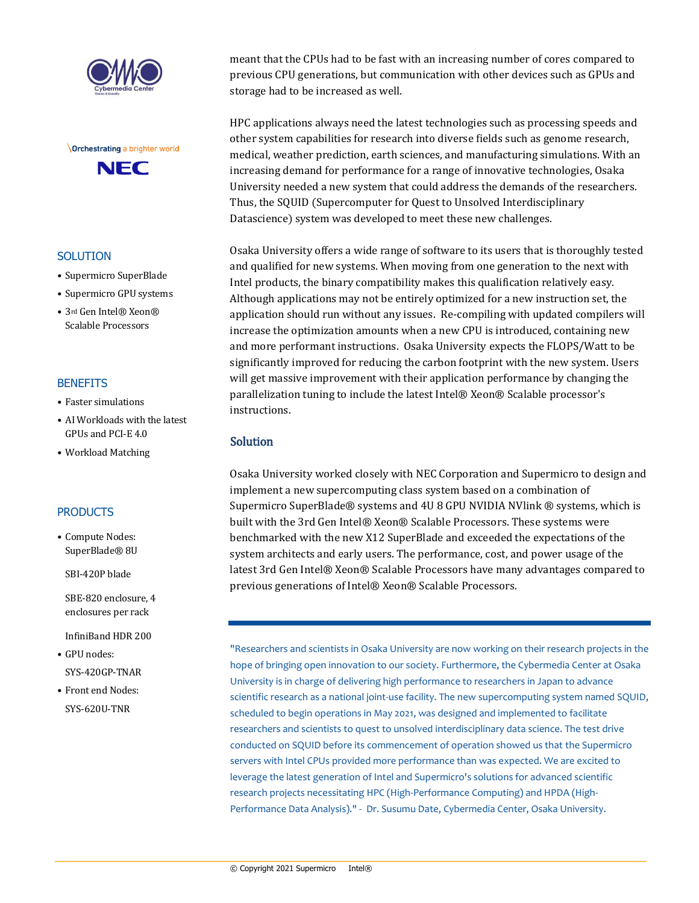## SOLUTION

- Supermicro SuperBlade
- Supermicro GPU systems
- 3rd Gen Intel® Xeon® Scalable Processors

## BENEFITS

- Faster simulations
- AI Workloads with the latest GPUs and PCI-E 4.0
- Workload Matching

## PRODUCTS

- Compute Nodes: SuperBlade® 8U

  SBI-420P blade

  SBE-820 enclosure, 4 enclosures per rack

  InfiniBand HDR 200
- GPU nodes:

  SYS-420GP-TNAR
- Front end Nodes:

  SYS-620U-TNR

meant that the CPUs had to be fast with an increasing number of cores compared to previous CPU generations, but communication with other devices such as GPUs and storage had to be increased as well.

HPC applications always need the latest technologies such as processing speeds and other system capabilities for research into diverse fields such as genome research, medical, weather prediction, earth sciences, and manufacturing simulations. With an increasing demand for performance for a range of innovative technologies, Osaka University needed a new system that could address the demands of the researchers. Thus, the SQUID (Supercomputer for Quest to Unsolved Interdisciplinary Datascience) system was developed to meet these new challenges.

Osaka University offers a wide range of software to its users that is thoroughly tested and qualified for new systems. When moving from one generation to the next with Intel products, the binary compatibility makes this qualification relatively easy. Although applications may not be entirely optimized for a new instruction set, the application should run without any issues. Re-compiling with updated compilers will increase the optimization amounts when a new CPU is introduced, containing new and more performant instructions. Osaka University expects the FLOPS/Watt to be significantly improved for reducing the carbon footprint with the new system. Users will get massive improvement with their application performance by changing the parallelization tuning to include the latest Intel® Xeon® Scalable processor's instructions.

## Solution

Osaka University worked closely with NEC Corporation and Supermicro to design and implement a new supercomputing class system based on a combination of Supermicro SuperBlade® systems and 4U 8 GPU NVIDIA NVlink ® systems, which is built with the 3rd Gen Intel® Xeon® Scalable Processors. These systems were benchmarked with the new X12 SuperBlade and exceeded the expectations of the system architects and early users. The performance, cost, and power usage of the latest 3rd Gen Intel® Xeon® Scalable Processors have many advantages compared to previous generations of Intel® Xeon® Scalable Processors.

"Researchers and scientists in Osaka University are now working on their research projects in the hope of bringing open innovation to our society. Furthermore, the Cybermedia Center at Osaka University is in charge of delivering high performance to researchers in Japan to advance scientific research as a national joint-use facility. The new supercomputing system named SQUID, scheduled to begin operations in May 2021, was designed and implemented to facilitate researchers and scientists to quest to unsolved interdisciplinary data science. The test drive conducted on SQUID before its commencement of operation showed us that the Supermicro servers with Intel CPUs provided more performance than was expected. We are excited to leverage the latest generation of Intel and Supermicro's solutions for advanced scientific research projects necessitating HPC (High-Performance Computing) and HPDA (High-Performance Data Analysis)." - Dr. Susumu Date, Cybermedia Center, Osaka University.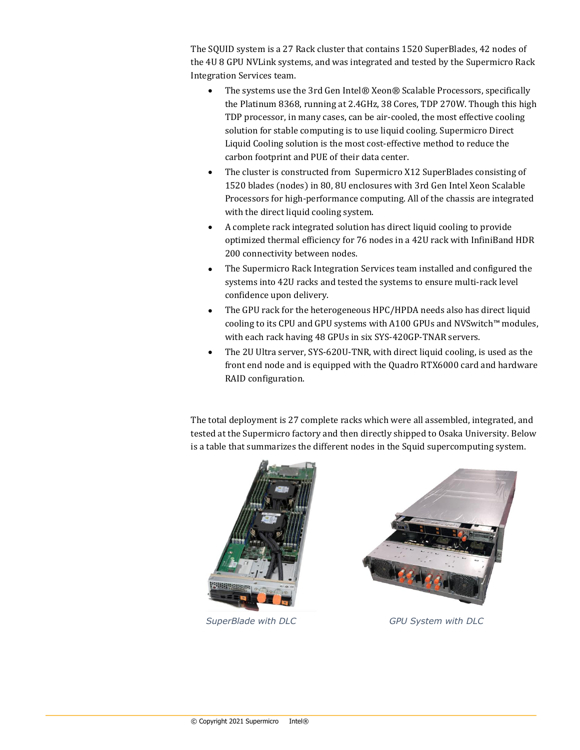The SQUID system is a 27 Rack cluster that contains 1520 SuperBlades, 42 nodes of the 4U 8 GPU NVLink systems, and was integrated and tested by the Supermicro Rack Integration Services team.

- The systems use the 3rd Gen Intel® Xeon® Scalable Processors, specifically the Platinum 8368, running at 2.4GHz, 38 Cores, TDP 270W. Though this high TDP processor, in many cases, can be air-cooled, the most effective cooling solution for stable computing is to use liquid cooling. Supermicro Direct Liquid Cooling solution is the most cost-effective method to reduce the carbon footprint and PUE of their data center.
- The cluster is constructed from Supermicro X12 SuperBlades consisting of 1520 blades (nodes) in 80, 8U enclosures with 3rd Gen Intel Xeon Scalable Processors for high-performance computing. All of the chassis are integrated with the direct liquid cooling system.
- A complete rack integrated solution has direct liquid cooling to provide optimized thermal efficiency for 76 nodes in a 42U rack with InfiniBand HDR 200 connectivity between nodes.
- The Supermicro Rack Integration Services team installed and configured the systems into 42U racks and tested the systems to ensure multi-rack level confidence upon delivery.
- The GPU rack for the heterogeneous HPC/HPDA needs also has direct liquid cooling to its CPU and GPU systems with A100 GPUs and NVSwitch™ modules, with each rack having 48 GPUs in six SYS-420GP-TNAR servers.
- The 2U Ultra server, SYS-620U-TNR, with direct liquid cooling, is used as the front end node and is equipped with the Quadro RTX6000 card and hardware RAID configuration.

The total deployment is 27 complete racks which were all assembled, integrated, and tested at the Supermicro factory and then directly shipped to Osaka University. Below is a table that summarizes the different nodes in the Squid supercomputing system.

*SuperBlade with DLC*

*GPU System with DLC*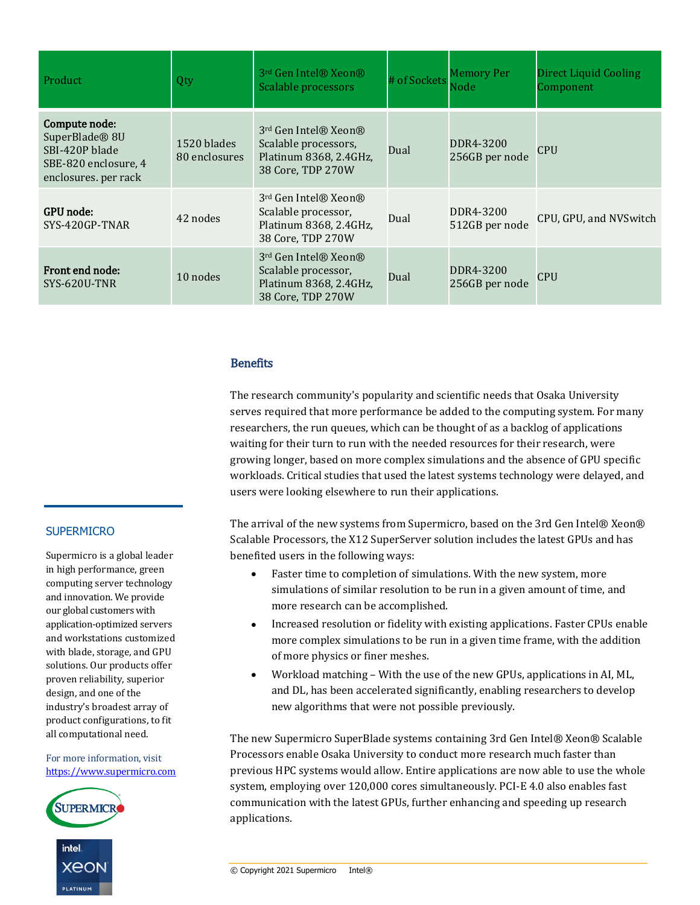| Product | Qty | 3rd Gen Intel® Xeon® Scalable processors | # of Sockets | Memory Per Node | Direct Liquid Cooling Component |
|---|---|---|---|---|---|
| **Compute node:** SuperBlade® 8U SBI-420P blade SBE-820 enclosure, 4 enclosures. per rack | 1520 blades 80 enclosures | 3rd Gen Intel® Xeon® Scalable processors, Platinum 8368, 2.4GHz, 38 Core, TDP 270W | Dual | DDR4-3200 256GB per node | CPU |
| **GPU node:** SYS-420GP-TNAR | 42 nodes | 3rd Gen Intel® Xeon® Scalable processor, Platinum 8368, 2.4GHz, 38 Core, TDP 270W | Dual | DDR4-3200 512GB per node | CPU, GPU, and NVSwitch |
| **Front end node:** SYS-620U-TNR | 10 nodes | 3rd Gen Intel® Xeon® Scalable processor, Platinum 8368, 2.4GHz, 38 Core, TDP 270W | Dual | DDR4-3200 256GB per node | CPU |

## Benefits

The research community's popularity and scientific needs that Osaka University serves required that more performance be added to the computing system. For many researchers, the run queues, which can be thought of as a backlog of applications waiting for their turn to run with the needed resources for their research, were growing longer, based on more complex simulations and the absence of GPU specific workloads. Critical studies that used the latest systems technology were delayed, and users were looking elsewhere to run their applications.

The arrival of the new systems from Supermicro, based on the 3rd Gen Intel® Xeon® Scalable Processors, the X12 SuperServer solution includes the latest GPUs and has benefited users in the following ways:

- Faster time to completion of simulations. With the new system, more simulations of similar resolution to be run in a given amount of time, and more research can be accomplished.
- Increased resolution or fidelity with existing applications. Faster CPUs enable more complex simulations to be run in a given time frame, with the addition of more physics or finer meshes.
- Workload matching – With the use of the new GPUs, applications in AI, ML, and DL, has been accelerated significantly, enabling researchers to develop new algorithms that were not possible previously.

The new Supermicro SuperBlade systems containing 3rd Gen Intel® Xeon® Scalable Processors enable Osaka University to conduct more research much faster than previous HPC systems would allow. Entire applications are now able to use the whole system, employing over 120,000 cores simultaneously. PCI-E 4.0 also enables fast communication with the latest GPUs, further enhancing and speeding up research applications.

### SUPERMICRO

Supermicro is a global leader in high performance, green computing server technology and innovation. We provide our global customers with application-optimized servers and workstations customized with blade, storage, and GPU solutions. Our products offer proven reliability, superior design, and one of the industry's broadest array of product configurations, to fit all computational need.

For more information, visit [https://www.supermicro.com](https://www.supermicro.com)

© Copyright 2021 Supermicro Intel®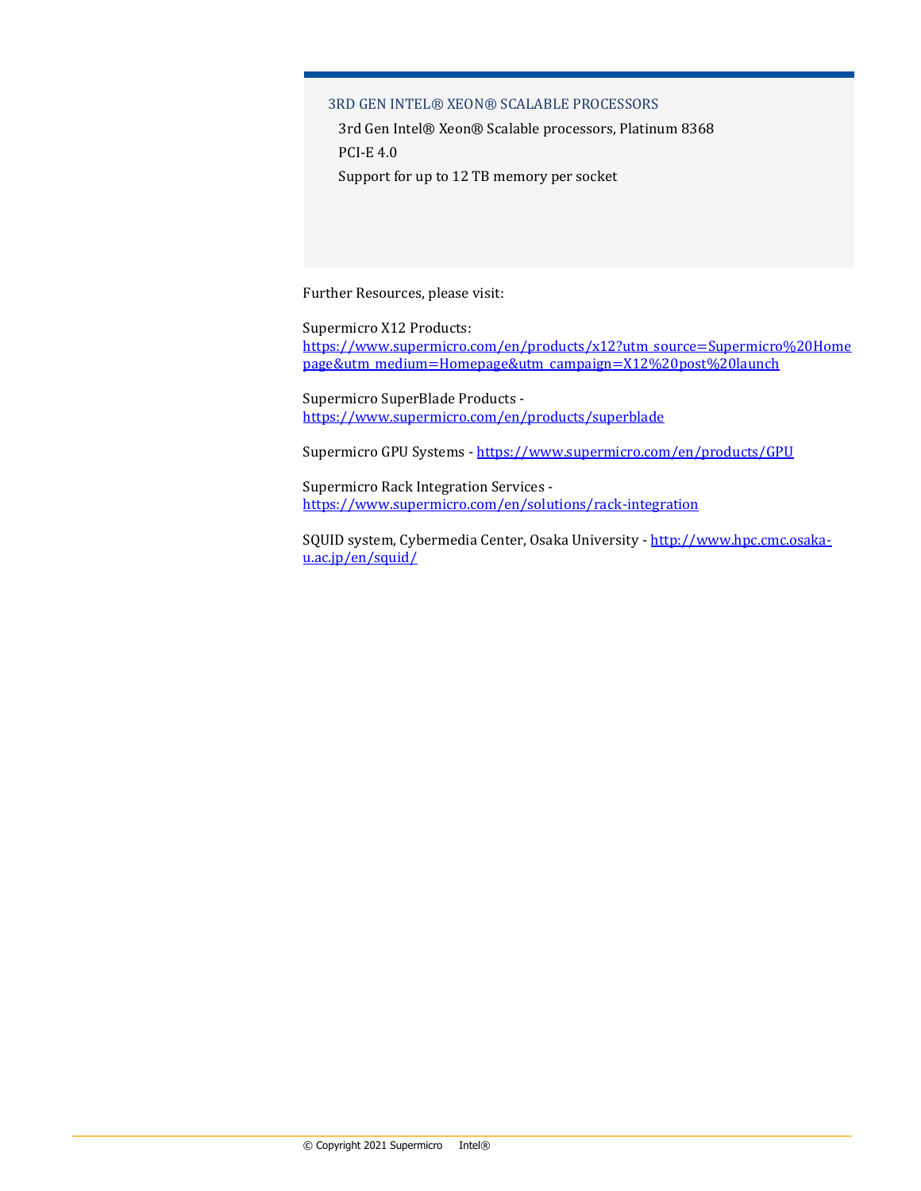### 3RD GEN INTEL® XEON® SCALABLE PROCESSORS

3rd Gen Intel® Xeon® Scalable processors, Platinum 8368

PCI-E 4.0

Support for up to 12 TB memory per socket

Further Resources, please visit:

Supermicro X12 Products:
https://www.supermicro.com/en/products/x12?utm_source=Supermicro%20Homepage&utm_medium=Homepage&utm_campaign=X12%20post%20launch

Supermicro SuperBlade Products - https://www.supermicro.com/en/products/superblade

Supermicro GPU Systems - https://www.supermicro.com/en/products/GPU

Supermicro Rack Integration Services - https://www.supermicro.com/en/solutions/rack-integration

SQUID system, Cybermedia Center, Osaka University - http://www.hpc.cmc.osaka-u.ac.jp/en/squid/